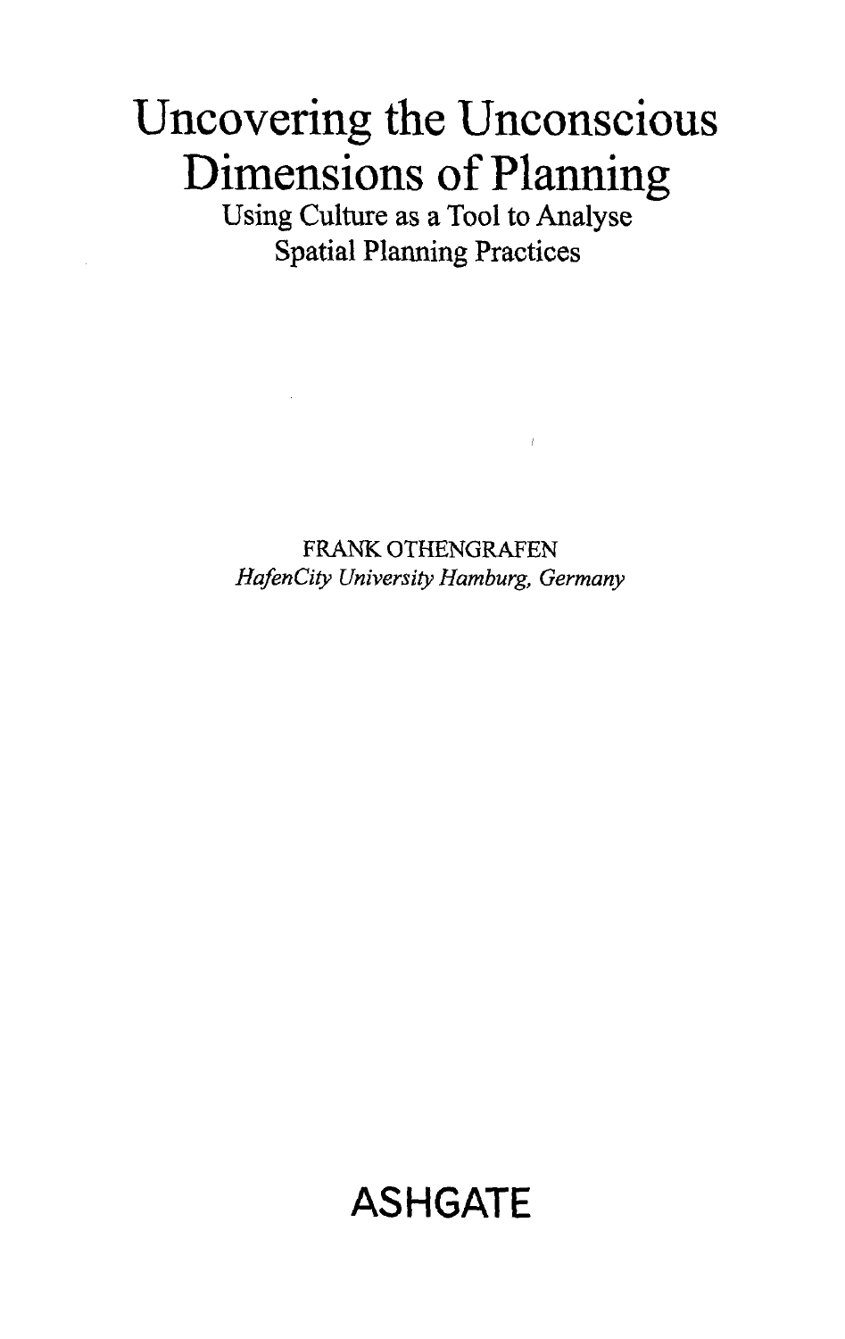# Uncovering the Unconscious Dimensions of Planning

Using Culture as a Tool to Analyse Spatial Planning Practices

FRANK OTHENGRAFEN

*HafenCity University Hamburg, Germany*

**ASHGATE**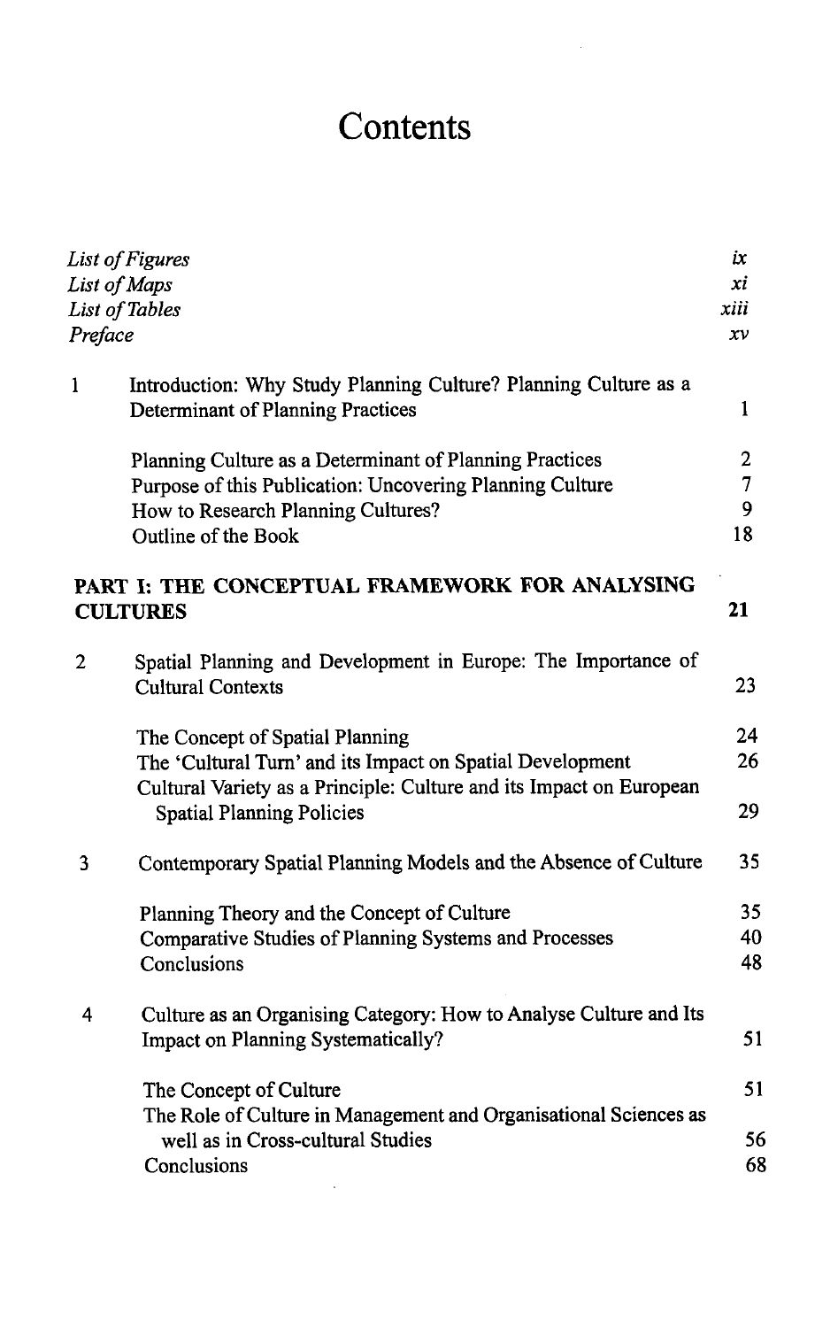# Contents

| | | |
|---|---|---|
| *List of Figures* | | *ix* |
| *List of Maps* | | *xi* |
| *List of Tables* | | *xiii* |
| *Preface* | | *xv* |
| 1 | Introduction: Why Study Planning Culture? Planning Culture as a Determinant of Planning Practices | 1 |
| | Planning Culture as a Determinant of Planning Practices | 2 |
| | Purpose of this Publication: Uncovering Planning Culture | 7 |
| | How to Research Planning Cultures? | 9 |
| | Outline of the Book | 18 |
| **PART I: THE CONCEPTUAL FRAMEWORK FOR ANALYSING CULTURES** | | **21** |
| 2 | Spatial Planning and Development in Europe: The Importance of Cultural Contexts | 23 |
| | The Concept of Spatial Planning | 24 |
| | The 'Cultural Turn' and its Impact on Spatial Development | 26 |
| | Cultural Variety as a Principle: Culture and its Impact on European Spatial Planning Policies | 29 |
| 3 | Contemporary Spatial Planning Models and the Absence of Culture | 35 |
| | Planning Theory and the Concept of Culture | 35 |
| | Comparative Studies of Planning Systems and Processes | 40 |
| | Conclusions | 48 |
| 4 | Culture as an Organising Category: How to Analyse Culture and Its Impact on Planning Systematically? | 51 |
| | The Concept of Culture | 51 |
| | The Role of Culture in Management and Organisational Sciences as well as in Cross-cultural Studies | 56 |
| | Conclusions | 68 |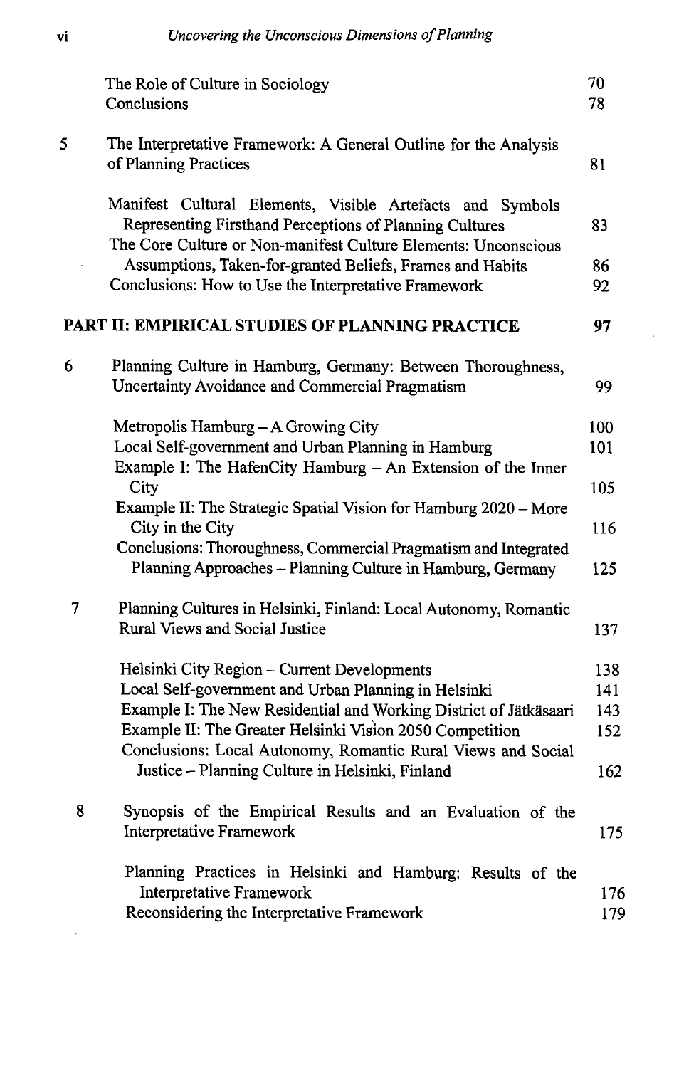| | | |
|---|---|---|
| | The Role of Culture in Sociology | 70 |
| | Conclusions | 78 |
| 5 | The Interpretative Framework: A General Outline for the Analysis of Planning Practices | 81 |
| | Manifest Cultural Elements, Visible Artefacts and Symbols Representing Firsthand Perceptions of Planning Cultures | 83 |
| | The Core Culture or Non-manifest Culture Elements: Unconscious Assumptions, Taken-for-granted Beliefs, Frames and Habits | 86 |
| | Conclusions: How to Use the Interpretative Framework | 92 |
| | **PART II: EMPIRICAL STUDIES OF PLANNING PRACTICE** | **97** |
| 6 | Planning Culture in Hamburg, Germany: Between Thoroughness, Uncertainty Avoidance and Commercial Pragmatism | 99 |
| | Metropolis Hamburg – A Growing City | 100 |
| | Local Self-government and Urban Planning in Hamburg | 101 |
| | Example I: The HafenCity Hamburg – An Extension of the Inner City | 105 |
| | Example II: The Strategic Spatial Vision for Hamburg 2020 – More City in the City | 116 |
| | Conclusions: Thoroughness, Commercial Pragmatism and Integrated Planning Approaches – Planning Culture in Hamburg, Germany | 125 |
| 7 | Planning Cultures in Helsinki, Finland: Local Autonomy, Romantic Rural Views and Social Justice | 137 |
| | Helsinki City Region – Current Developments | 138 |
| | Local Self-government and Urban Planning in Helsinki | 141 |
| | Example I: The New Residential and Working District of Jätkäsaari | 143 |
| | Example II: The Greater Helsinki Vision 2050 Competition | 152 |
| | Conclusions: Local Autonomy, Romantic Rural Views and Social Justice – Planning Culture in Helsinki, Finland | 162 |
| 8 | Synopsis of the Empirical Results and an Evaluation of the Interpretative Framework | 175 |
| | Planning Practices in Helsinki and Hamburg: Results of the Interpretative Framework | 176 |
| | Reconsidering the Interpretative Framework | 179 |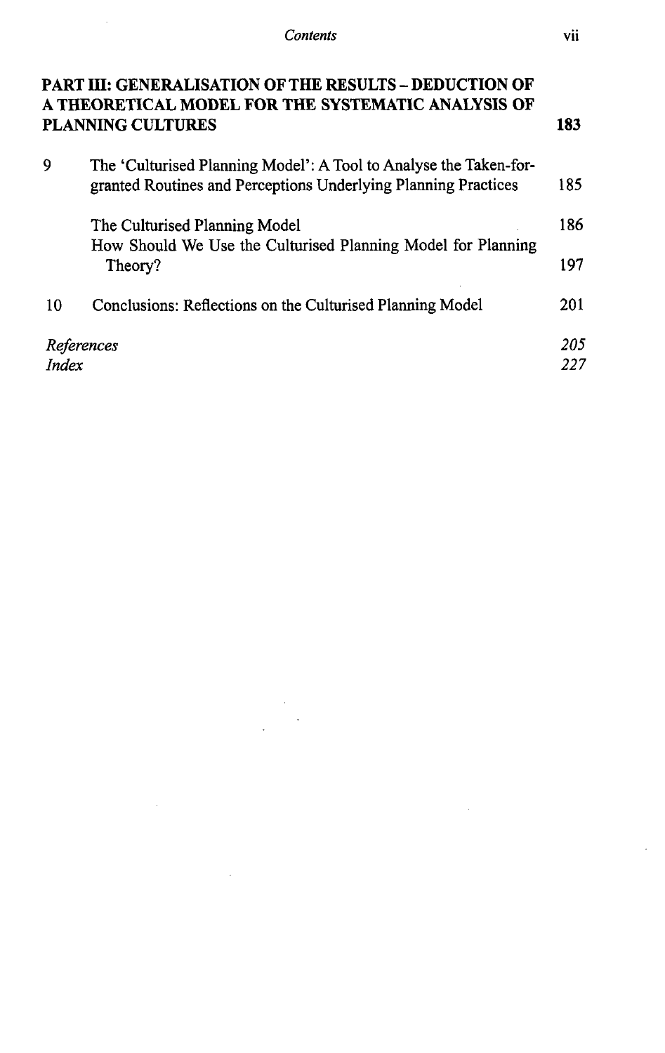**PART III: GENERALISATION OF THE RESULTS – DEDUCTION OF A THEORETICAL MODEL FOR THE SYSTEMATIC ANALYSIS OF PLANNING CULTURES** **183**

| | | |
|---|---|---|
| 9 | The 'Culturised Planning Model': A Tool to Analyse the Taken-for-granted Routines and Perceptions Underlying Planning Practices | 185 |
| | The Culturised Planning Model | 186 |
| | How Should We Use the Culturised Planning Model for Planning Theory? | 197 |
| 10 | Conclusions: Reflections on the Culturised Planning Model | 201 |

*References* *205*

*Index* *227*